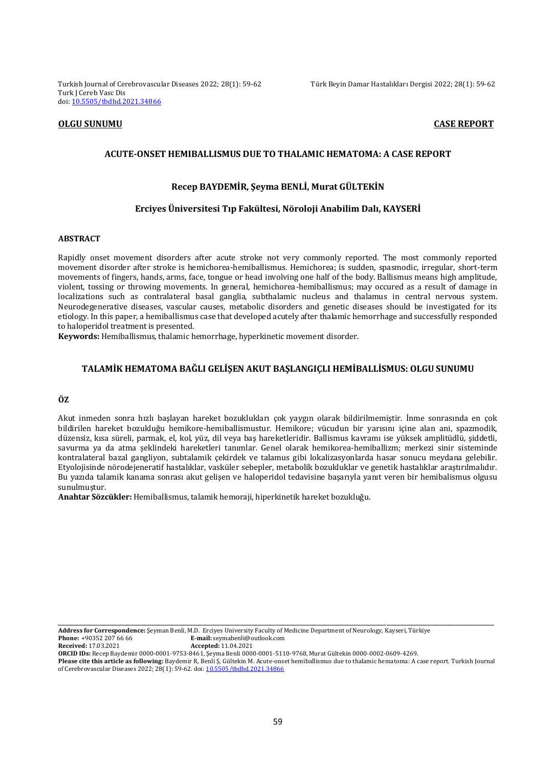**OLGU SUNUMU** **CASE REPORT**

# ACUTE-ONSET HEMIBALLISMUS DUE TO THALAMIC HEMATOMA: A CASE REPORT

**Recep BAYDEMİR, Şeyma BENLİ, Murat GÜLTEKİN**

**Erciyes Üniversitesi Tıp Fakültesi, Nöroloji Anabilim Dalı, KAYSERİ**

## ABSTRACT

Rapidly onset movement disorders after acute stroke not very commonly reported. The most commonly reported movement disorder after stroke is hemichorea-hemiballismus. Hemichorea; is sudden, spasmodic, irregular, short-term movements of fingers, hands, arms, face, tongue or head involving one half of the body. Ballismus means high amplitude, violent, tossing or throwing movements. In general, hemichorea-hemiballismus; may occured as a result of damage in localizations such as contralateral basal ganglia, subthalamic nucleus and thalamus in central nervous system. Neurodegenerative diseases, vascular causes, metabolic disorders and genetic diseases should be investigated for its etiology. In this paper, a hemiballismus case that developed acutely after thalamic hemorrhage and successfully responded to haloperidol treatment is presented.

**Keywords:** Hemiballismus, thalamic hemorrhage, hyperkinetic movement disorder.

# TALAMİK HEMATOMA BAĞLI GELİŞEN AKUT BAŞLANGIÇLI HEMİBALLİSMUS: OLGU SUNUMU

## ÖZ

Akut inmeden sonra hızlı başlayan hareket bozuklukları çok yaygın olarak bildirilmemiştir. İnme sonrasında en çok bildirilen hareket bozukluğu hemikore-hemiballismustur. Hemikore; vücudun bir yarısını içine alan ani, spazmodik, düzensiz, kısa süreli, parmak, el, kol, yüz, dil veya baş hareketleridir. Ballismus kavramı ise yüksek amplitüdlü, şiddetli, savurma ya da atma şeklindeki hareketleri tanımlar. Genel olarak hemikorea-hemiballizm; merkezi sinir sisteminde kontralateral bazal gangliyon, subtalamik çekirdek ve talamus gibi lokalizasyonlarda hasar sonucu meydana gelebilir. Etyolojisinde nörodejeneratif hastalıklar, vasküler sebepler, metabolik bozukluklar ve genetik hastalıklar araştırılmalıdır. Bu yazıda talamik kanama sonrası akut gelişen ve haloperidol tedavisine başarıyla yanıt veren bir hemibalismus olgusu sunulmuştur.

**Anahtar Sözcükler:** Hemiballismus, talamik hemoraji, hiperkinetik hareket bozukluğu.

---

**Address for Correspondence:** Şeyman Benli, M.D. Erciyes University Faculty of Medicine Department of Neurology, Kayseri, Türkiye
**Phone:** +90352 207 66 66 **E-mail:** seymabenli@outlook.com
**Received:** 17.03.2021 **Accepted:** 11.04.2021
**ORCID IDs:** Recep Baydemir 0000-0001-9753-8461, Şeyma Benli 0000-0001-5110-9768, Murat Gültekin 0000-0002-0609-4269.
**Please cite this article as following:** Baydemir R, Benli Ş, Gültekin M. Acute-onset hemiballismus due to thalamic hematoma: A case report. Turkish Journal of Cerebrovascular Diseases 2022; 28(1): 59-62. doi: 10.5505/tbdhd.2021.34866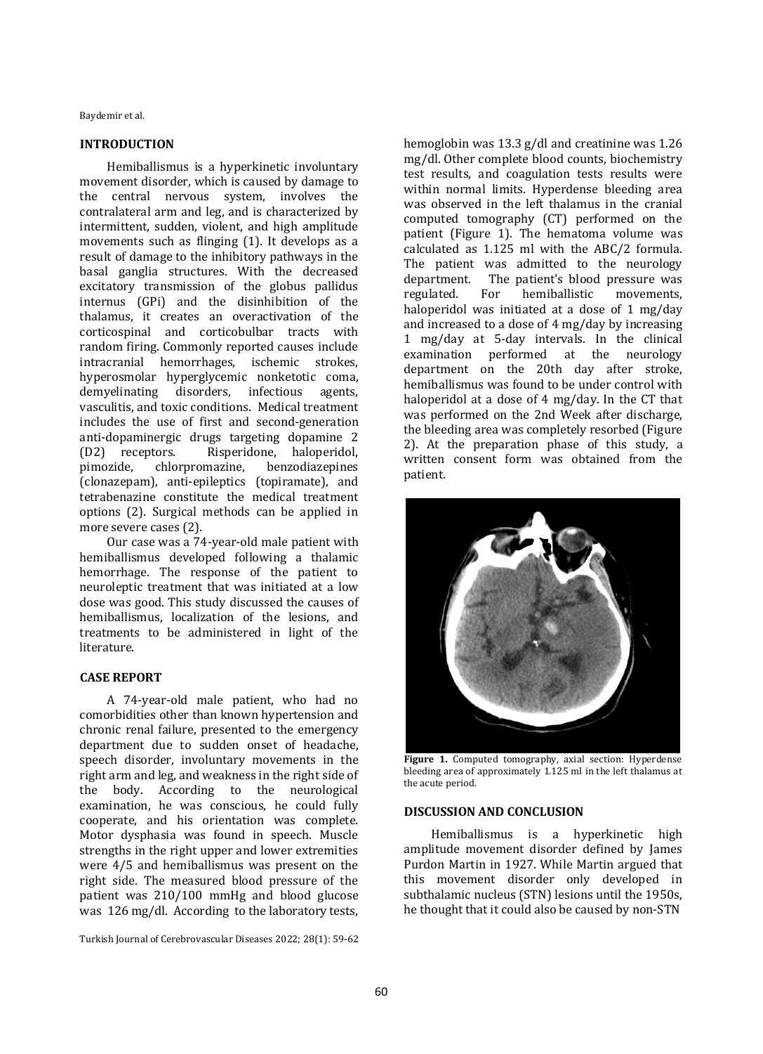## INTRODUCTION

Hemiballismus is a hyperkinetic involuntary movement disorder, which is caused by damage to the central nervous system, involves the contralateral arm and leg, and is characterized by intermittent, sudden, violent, and high amplitude movements such as flinging (1). It develops as a result of damage to the inhibitory pathways in the basal ganglia structures. With the decreased excitatory transmission of the globus pallidus internus (GPi) and the disinhibition of the thalamus, it creates an overactivation of the corticospinal and corticobulbar tracts with random firing. Commonly reported causes include intracranial hemorrhages, ischemic strokes, hyperosmolar hyperglycemic nonketotic coma, demyelinating disorders, infectious agents, vasculitis, and toxic conditions. Medical treatment includes the use of first and second-generation anti-dopaminergic drugs targeting dopamine 2 (D2) receptors. Risperidone, haloperidol, pimozide, chlorpromazine, benzodiazepines (clonazepam), anti-epileptics (topiramate), and tetrabenazine constitute the medical treatment options (2). Surgical methods can be applied in more severe cases (2).

Our case was a 74-year-old male patient with hemiballismus developed following a thalamic hemorrhage. The response of the patient to neuroleptic treatment that was initiated at a low dose was good. This study discussed the causes of hemiballismus, localization of the lesions, and treatments to be administered in light of the literature.

## CASE REPORT

A 74-year-old male patient, who had no comorbidities other than known hypertension and chronic renal failure, presented to the emergency department due to sudden onset of headache, speech disorder, involuntary movements in the right arm and leg, and weakness in the right side of the body. According to the neurological examination, he was conscious, he could fully cooperate, and his orientation was complete. Motor dysphasia was found in speech. Muscle strengths in the right upper and lower extremities were 4/5 and hemiballismus was present on the right side. The measured blood pressure of the patient was 210/100 mmHg and blood glucose was 126 mg/dl. According to the laboratory tests, hemoglobin was 13.3 g/dl and creatinine was 1.26 mg/dl. Other complete blood counts, biochemistry test results, and coagulation tests results were within normal limits. Hyperdense bleeding area was observed in the left thalamus in the cranial computed tomography (CT) performed on the patient (Figure 1). The hematoma volume was calculated as 1.125 ml with the ABC/2 formula. The patient was admitted to the neurology department. The patient's blood pressure was regulated. For hemiballistic movements, haloperidol was initiated at a dose of 1 mg/day and increased to a dose of 4 mg/day by increasing 1 mg/day at 5-day intervals. In the clinical examination performed at the neurology department on the 20th day after stroke, hemiballismus was found to be under control with haloperidol at a dose of 4 mg/day. In the CT that was performed on the 2nd Week after discharge, the bleeding area was completely resorbed (Figure 2). At the preparation phase of this study, a written consent form was obtained from the patient.

**Figure 1.** Computed tomography, axial section: Hyperdense bleeding area of approximately 1.125 ml in the left thalamus at the acute period.

## DISCUSSION AND CONCLUSION

Hemiballismus is a hyperkinetic high amplitude movement disorder defined by James Purdon Martin in 1927. While Martin argued that this movement disorder only developed in subthalamic nucleus (STN) lesions until the 1950s, he thought that it could also be caused by non-STN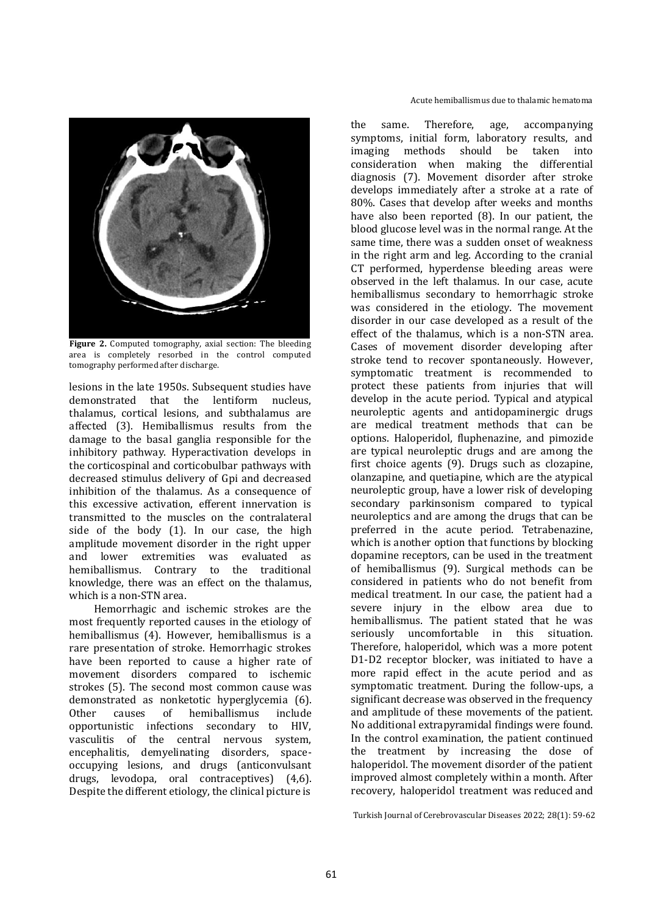**Figure 2.** Computed tomography, axial section: The bleeding area is completely resorbed in the control computed tomography performed after discharge.

lesions in the late 1950s. Subsequent studies have demonstrated that the lentiform nucleus, thalamus, cortical lesions, and subthalamus are affected (3). Hemiballismus results from the damage to the basal ganglia responsible for the inhibitory pathway. Hyperactivation develops in the corticospinal and corticobulbar pathways with decreased stimulus delivery of Gpi and decreased inhibition of the thalamus. As a consequence of this excessive activation, efferent innervation is transmitted to the muscles on the contralateral side of the body (1). In our case, the high amplitude movement disorder in the right upper and lower extremities was evaluated as hemiballismus. Contrary to the traditional knowledge, there was an effect on the thalamus, which is a non-STN area.

Hemorrhagic and ischemic strokes are the most frequently reported causes in the etiology of hemiballismus (4). However, hemiballismus is a rare presentation of stroke. Hemorrhagic strokes have been reported to cause a higher rate of movement disorders compared to ischemic strokes (5). The second most common cause was demonstrated as nonketotic hyperglycemia (6). Other causes of hemiballismus include opportunistic infections secondary to HIV, vasculitis of the central nervous system, encephalitis, demyelinating disorders, space-occupying lesions, and drugs (anticonvulsant drugs, levodopa, oral contraceptives) (4,6). Despite the different etiology, the clinical picture is the same. Therefore, age, accompanying symptoms, initial form, laboratory results, and imaging methods should be taken into consideration when making the differential diagnosis (7). Movement disorder after stroke develops immediately after a stroke at a rate of 80%. Cases that develop after weeks and months have also been reported (8). In our patient, the blood glucose level was in the normal range. At the same time, there was a sudden onset of weakness in the right arm and leg. According to the cranial CT performed, hyperdense bleeding areas were observed in the left thalamus. In our case, acute hemiballismus secondary to hemorrhagic stroke was considered in the etiology. The movement disorder in our case developed as a result of the effect of the thalamus, which is a non-STN area. Cases of movement disorder developing after stroke tend to recover spontaneously. However, symptomatic treatment is recommended to protect these patients from injuries that will develop in the acute period. Typical and atypical neuroleptic agents and antidopaminergic drugs are medical treatment methods that can be options. Haloperidol, fluphenazine, and pimozide are typical neuroleptic drugs and are among the first choice agents (9). Drugs such as clozapine, olanzapine, and quetiapine, which are the atypical neuroleptic group, have a lower risk of developing secondary parkinsonism compared to typical neuroleptics and are among the drugs that can be preferred in the acute period. Tetrabenazine, which is another option that functions by blocking dopamine receptors, can be used in the treatment of hemiballismus (9). Surgical methods can be considered in patients who do not benefit from medical treatment. In our case, the patient had a severe injury in the elbow area due to hemiballismus. The patient stated that he was seriously uncomfortable in this situation. Therefore, haloperidol, which was a more potent D1-D2 receptor blocker, was initiated to have a more rapid effect in the acute period and as symptomatic treatment. During the follow-ups, a significant decrease was observed in the frequency and amplitude of these movements of the patient. No additional extrapyramidal findings were found. In the control examination, the patient continued the treatment by increasing the dose of haloperidol. The movement disorder of the patient improved almost completely within a month. After recovery, haloperidol treatment was reduced and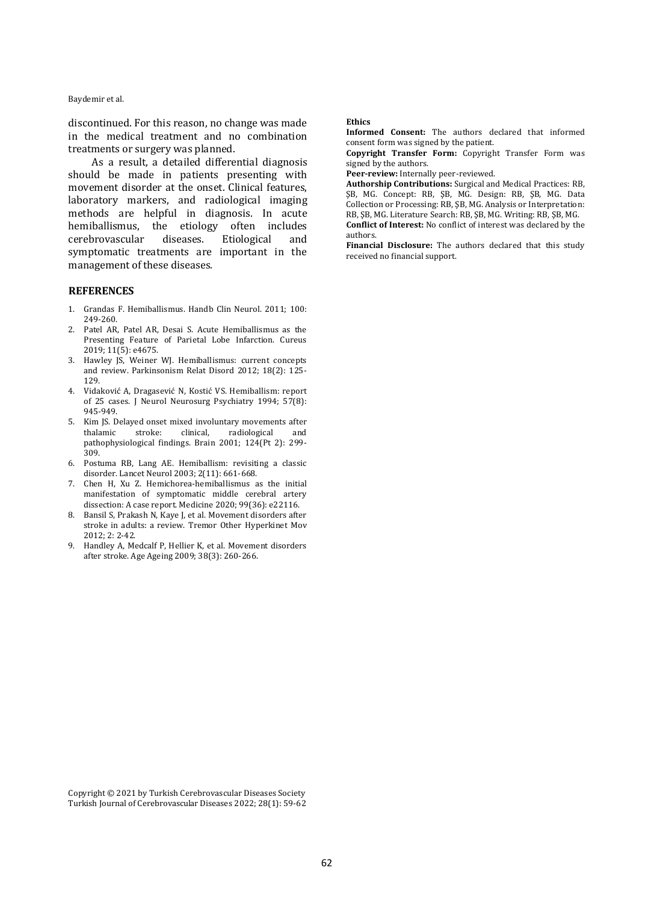discontinued. For this reason, no change was made in the medical treatment and no combination treatments or surgery was planned.

As a result, a detailed differential diagnosis should be made in patients presenting with movement disorder at the onset. Clinical features, laboratory markers, and radiological imaging methods are helpful in diagnosis. In acute hemiballismus, the etiology often includes cerebrovascular diseases. Etiological and symptomatic treatments are important in the management of these diseases.

## REFERENCES

1. Grandas F. Hemiballismus. Handb Clin Neurol. 2011; 100: 249-260.
2. Patel AR, Patel AR, Desai S. Acute Hemiballismus as the Presenting Feature of Parietal Lobe Infarction. Cureus 2019; 11(5): e4675.
3. Hawley JS, Weiner WJ. Hemiballismus: current concepts and review. Parkinsonism Relat Disord 2012; 18(2): 125-129.
4. Vidaković A, Dragasević N, Kostić VS. Hemiballism: report of 25 cases. J Neurol Neurosurg Psychiatry 1994; 57(8): 945-949.
5. Kim JS. Delayed onset mixed involuntary movements after thalamic stroke: clinical, radiological and pathophysiological findings. Brain 2001; 124(Pt 2): 299-309.
6. Postuma RB, Lang AE. Hemiballism: revisiting a classic disorder. Lancet Neurol 2003; 2(11): 661-668.
7. Chen H, Xu Z. Hemichorea-hemiballismus as the initial manifestation of symptomatic middle cerebral artery dissection: A case report. Medicine 2020; 99(36): e22116.
8. Bansil S, Prakash N, Kaye J, et al. Movement disorders after stroke in adults: a review. Tremor Other Hyperkinet Mov 2012; 2: 2-42.
9. Handley A, Medcalf P, Hellier K, et al. Movement disorders after stroke. Age Ageing 2009; 38(3): 260-266.

**Ethics**

**Informed Consent:** The authors declared that informed consent form was signed by the patient.

**Copyright Transfer Form:** Copyright Transfer Form was signed by the authors.

**Peer-review:** Internally peer-reviewed.

**Authorship Contributions:** Surgical and Medical Practices: RB, ŞB, MG. Concept: RB, ŞB, MG. Design: RB, ŞB, MG. Data Collection or Processing: RB, ŞB, MG. Analysis or Interpretation: RB, ŞB, MG. Literature Search: RB, ŞB, MG. Writing: RB, ŞB, MG.

**Conflict of Interest:** No conflict of interest was declared by the authors.

**Financial Disclosure:** The authors declared that this study received no financial support.

Copyright © 2021 by Turkish Cerebrovascular Diseases Society